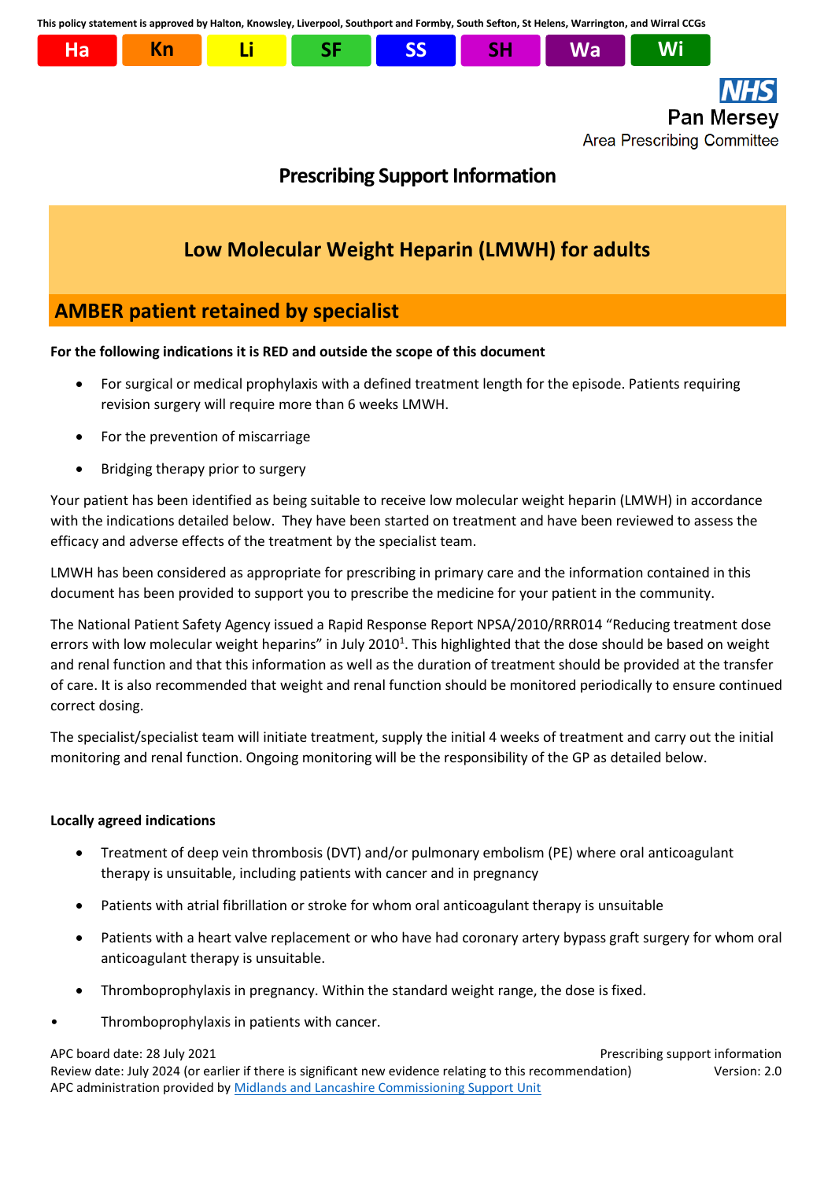This policy statement is approved by Halton, Knowsley, Liverpool, Southport and Formby, South Sefton, St Helens, Warrington, and Wirral CCGs

| Ha | Kn | Li | SF | SS | SH | Wa | Wi |
|---|---|---|---|---|---|---|---|

NHS
Pan Mersey
Area Prescribing Committee

# Prescribing Support Information

## Low Molecular Weight Heparin (LMWH) for adults

## AMBER patient retained by specialist

**For the following indications it is RED and outside the scope of this document**

- For surgical or medical prophylaxis with a defined treatment length for the episode. Patients requiring revision surgery will require more than 6 weeks LMWH.
- For the prevention of miscarriage
- Bridging therapy prior to surgery

Your patient has been identified as being suitable to receive low molecular weight heparin (LMWH) in accordance with the indications detailed below. They have been started on treatment and have been reviewed to assess the efficacy and adverse effects of the treatment by the specialist team.

LMWH has been considered as appropriate for prescribing in primary care and the information contained in this document has been provided to support you to prescribe the medicine for your patient in the community.

The National Patient Safety Agency issued a Rapid Response Report NPSA/2010/RRR014 "Reducing treatment dose errors with low molecular weight heparins" in July 2010[1]. This highlighted that the dose should be based on weight and renal function and that this information as well as the duration of treatment should be provided at the transfer of care. It is also recommended that weight and renal function should be monitored periodically to ensure continued correct dosing.

The specialist/specialist team will initiate treatment, supply the initial 4 weeks of treatment and carry out the initial monitoring and renal function. Ongoing monitoring will be the responsibility of the GP as detailed below.

**Locally agreed indications**

- Treatment of deep vein thrombosis (DVT) and/or pulmonary embolism (PE) where oral anticoagulant therapy is unsuitable, including patients with cancer and in pregnancy
- Patients with atrial fibrillation or stroke for whom oral anticoagulant therapy is unsuitable
- Patients with a heart valve replacement or who have had coronary artery bypass graft surgery for whom oral anticoagulant therapy is unsuitable.
- Thromboprophylaxis in pregnancy. Within the standard weight range, the dose is fixed.
- Thromboprophylaxis in patients with cancer.

APC board date: 28 July 2021
Review date: July 2024 (or earlier if there is significant new evidence relating to this recommendation)
APC administration provided by Midlands and Lancashire Commissioning Support Unit

Prescribing support information
Version: 2.0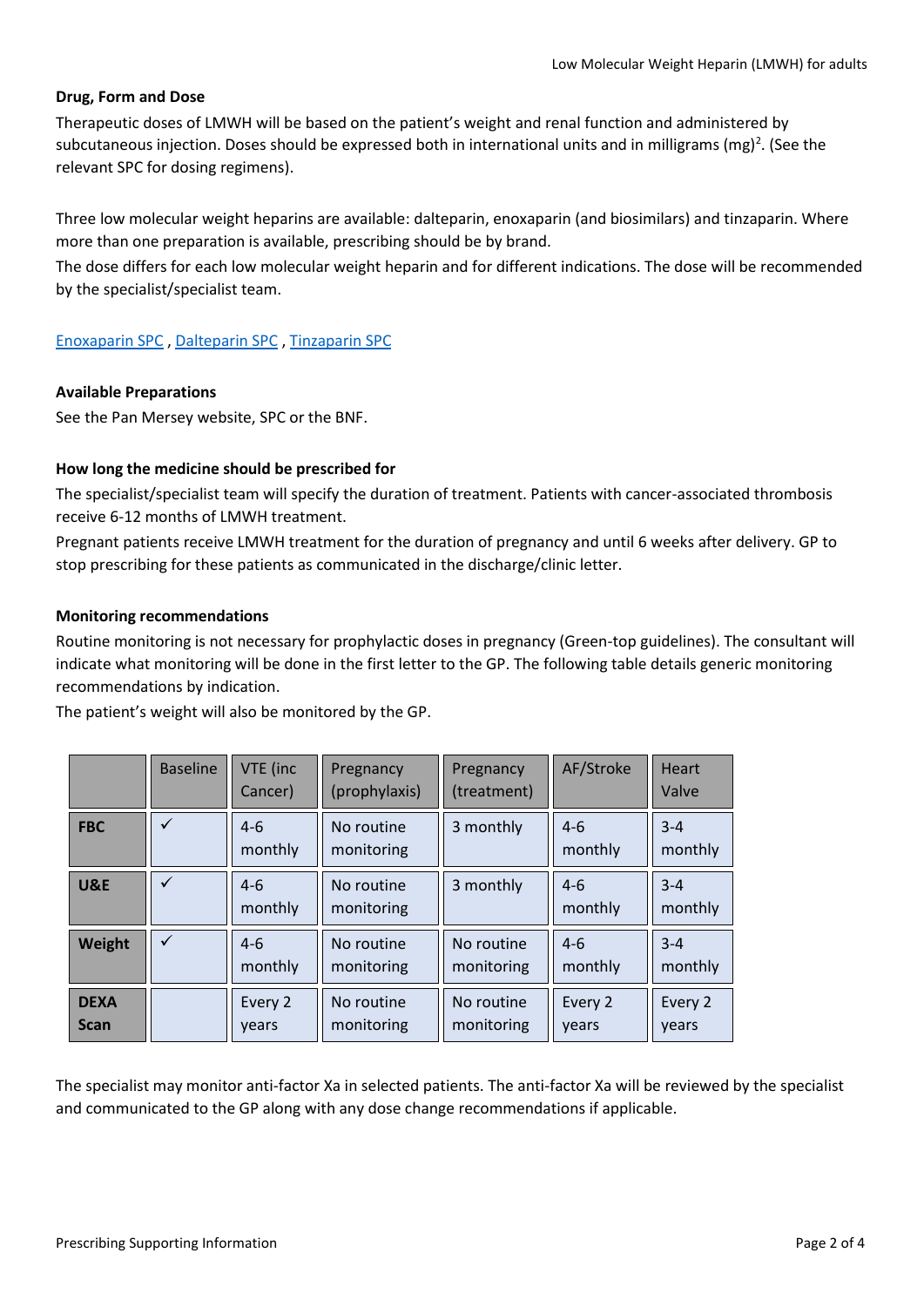**Drug, Form and Dose**

Therapeutic doses of LMWH will be based on the patient's weight and renal function and administered by subcutaneous injection. Doses should be expressed both in international units and in milligrams (mg)[2]. (See the relevant SPC for dosing regimens).

Three low molecular weight heparins are available: dalteparin, enoxaparin (and biosimilars) and tinzaparin. Where more than one preparation is available, prescribing should be by brand.

The dose differs for each low molecular weight heparin and for different indications. The dose will be recommended by the specialist/specialist team.

Enoxaparin SPC , Dalteparin SPC , Tinzaparin SPC

**Available Preparations**

See the Pan Mersey website, SPC or the BNF.

**How long the medicine should be prescribed for**

The specialist/specialist team will specify the duration of treatment. Patients with cancer-associated thrombosis receive 6-12 months of LMWH treatment.

Pregnant patients receive LMWH treatment for the duration of pregnancy and until 6 weeks after delivery. GP to stop prescribing for these patients as communicated in the discharge/clinic letter.

**Monitoring recommendations**

Routine monitoring is not necessary for prophylactic doses in pregnancy (Green-top guidelines). The consultant will indicate what monitoring will be done in the first letter to the GP. The following table details generic monitoring recommendations by indication.

The patient's weight will also be monitored by the GP.

| | Baseline | VTE (inc Cancer) | Pregnancy (prophylaxis) | Pregnancy (treatment) | AF/Stroke | Heart Valve |
|---|---|---|---|---|---|---|
| **FBC** | ✓ | 4-6 monthly | No routine monitoring | 3 monthly | 4-6 monthly | 3-4 monthly |
| **U&E** | ✓ | 4-6 monthly | No routine monitoring | 3 monthly | 4-6 monthly | 3-4 monthly |
| **Weight** | ✓ | 4-6 monthly | No routine monitoring | No routine monitoring | 4-6 monthly | 3-4 monthly |
| **DEXA Scan** | | Every 2 years | No routine monitoring | No routine monitoring | Every 2 years | Every 2 years |

The specialist may monitor anti-factor Xa in selected patients. The anti-factor Xa will be reviewed by the specialist and communicated to the GP along with any dose change recommendations if applicable.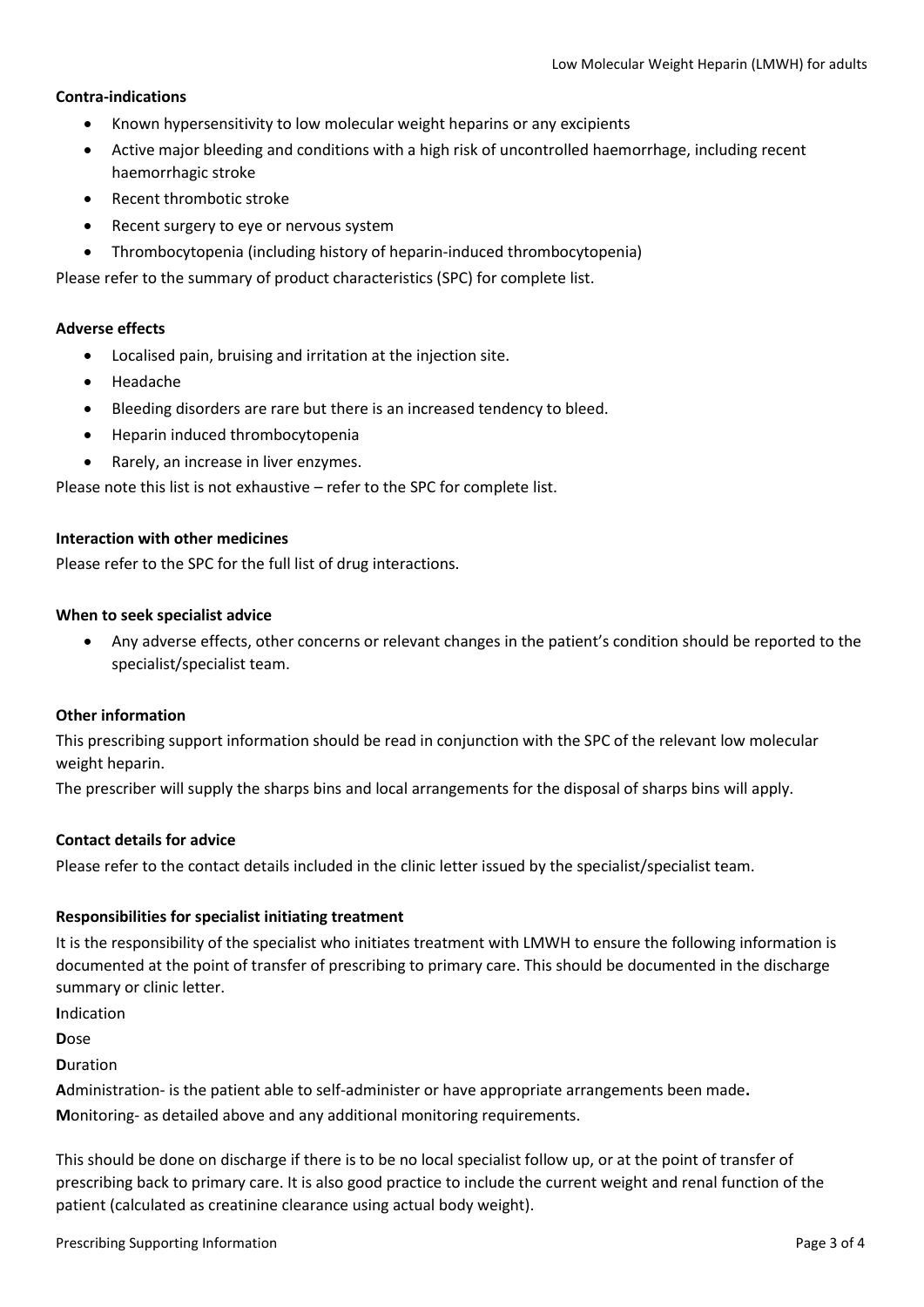**Contra-indications**

- Known hypersensitivity to low molecular weight heparins or any excipients
- Active major bleeding and conditions with a high risk of uncontrolled haemorrhage, including recent haemorrhagic stroke
- Recent thrombotic stroke
- Recent surgery to eye or nervous system
- Thrombocytopenia (including history of heparin-induced thrombocytopenia)

Please refer to the summary of product characteristics (SPC) for complete list.

**Adverse effects**

- Localised pain, bruising and irritation at the injection site.
- Headache
- Bleeding disorders are rare but there is an increased tendency to bleed.
- Heparin induced thrombocytopenia
- Rarely, an increase in liver enzymes.

Please note this list is not exhaustive – refer to the SPC for complete list.

**Interaction with other medicines**

Please refer to the SPC for the full list of drug interactions.

**When to seek specialist advice**

- Any adverse effects, other concerns or relevant changes in the patient's condition should be reported to the specialist/specialist team.

**Other information**

This prescribing support information should be read in conjunction with the SPC of the relevant low molecular weight heparin.

The prescriber will supply the sharps bins and local arrangements for the disposal of sharps bins will apply.

**Contact details for advice**

Please refer to the contact details included in the clinic letter issued by the specialist/specialist team.

**Responsibilities for specialist initiating treatment**

It is the responsibility of the specialist who initiates treatment with LMWH to ensure the following information is documented at the point of transfer of prescribing to primary care. This should be documented in the discharge summary or clinic letter.

**I**ndication

**D**ose

**D**uration

**A**dministration- is the patient able to self-administer or have appropriate arrangements been made**.**

**M**onitoring- as detailed above and any additional monitoring requirements.

This should be done on discharge if there is to be no local specialist follow up, or at the point of transfer of prescribing back to primary care. It is also good practice to include the current weight and renal function of the patient (calculated as creatinine clearance using actual body weight).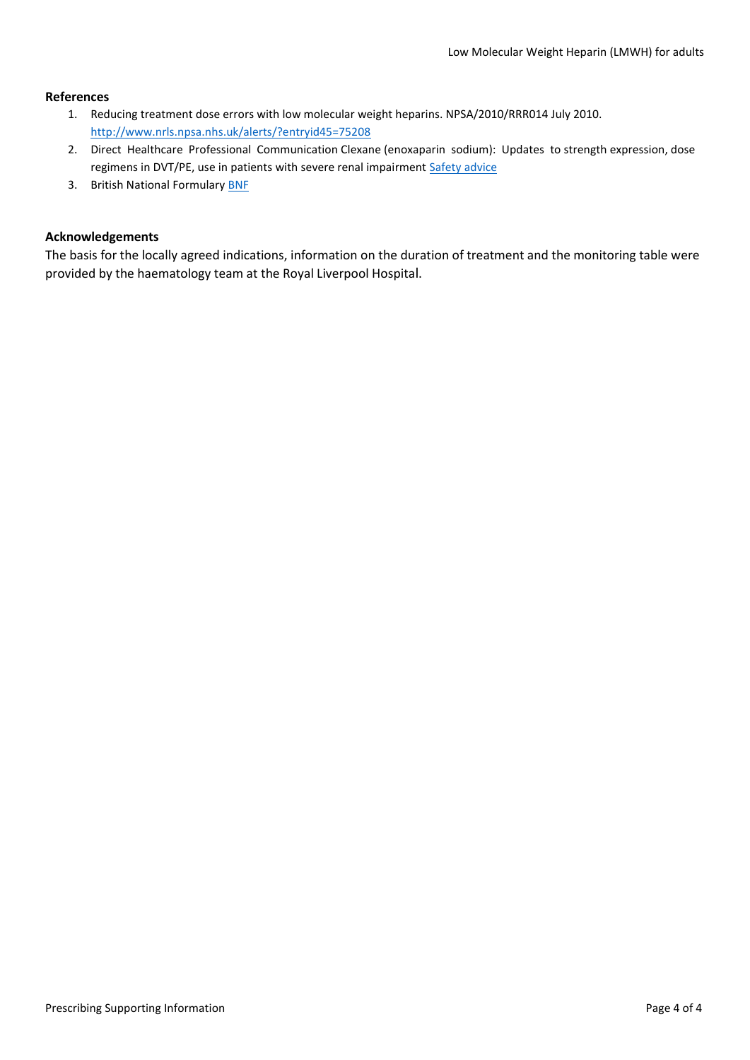## References

1. Reducing treatment dose errors with low molecular weight heparins. NPSA/2010/RRR014 July 2010. http://www.nrls.npsa.nhs.uk/alerts/?entryid45=75208
2. Direct Healthcare Professional Communication Clexane (enoxaparin sodium): Updates to strength expression, dose regimens in DVT/PE, use in patients with severe renal impairment Safety advice
3. British National Formulary BNF

## Acknowledgements

The basis for the locally agreed indications, information on the duration of treatment and the monitoring table were provided by the haematology team at the Royal Liverpool Hospital.